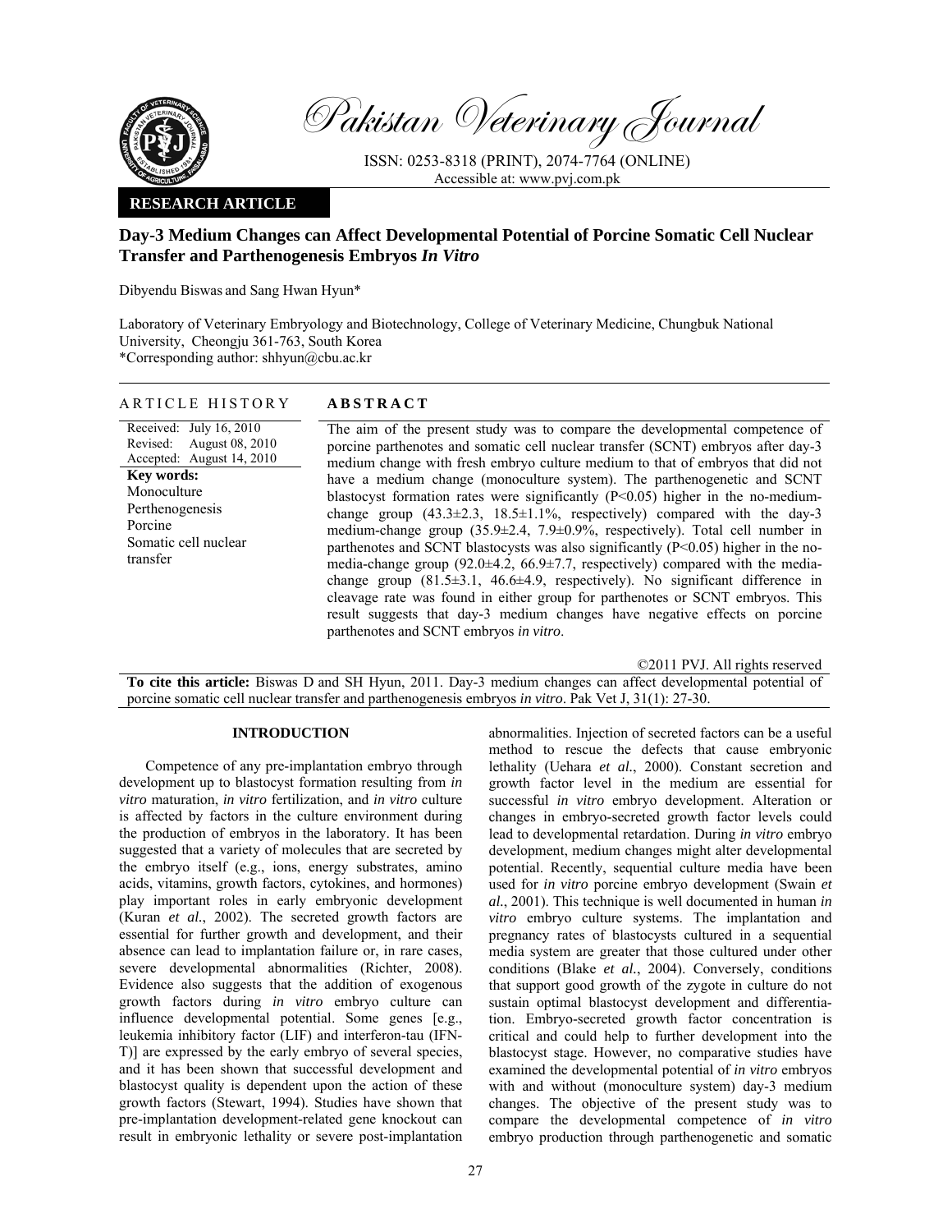# Day-3 Medium Changes can Affect Developmental Potential of Porcine Somatic Cell Nuclear Transfer and Parthenogenesis Embryos *In Vitro*

Dibyendu Biswas and Sang Hwan Hyun*

Laboratory of Veterinary Embryology and Biotechnology, College of Veterinary Medicine, Chungbuk National University, Cheongju 361-763, South Korea
*Corresponding author: shhyun@cbu.ac.kr

**RESEARCH ARTICLE**

## ARTICLE HISTORY

Received: July 16, 2010
Revised: August 08, 2010
Accepted: August 14, 2010

**Key words:**
Monoculture
Perthenogenesis
Porcine
Somatic cell nuclear transfer

## ABSTRACT

The aim of the present study was to compare the developmental competence of porcine parthenotes and somatic cell nuclear transfer (SCNT) embryos after day-3 medium change with fresh embryo culture medium to that of embryos that did not have a medium change (monoculture system). The parthenogenetic and SCNT blastocyst formation rates were significantly ($P<0.05$) higher in the no-medium-change group (43.3±2.3, 18.5±1.1%, respectively) compared with the day-3 medium-change group (35.9±2.4, 7.9±0.9%, respectively). Total cell number in parthenotes and SCNT blastocysts was also significantly ($P<0.05$) higher in the no-media-change group (92.0±4.2, 66.9±7.7, respectively) compared with the media-change group (81.5±3.1, 46.6±4.9, respectively). No significant difference in cleavage rate was found in either group for parthenotes or SCNT embryos. This result suggests that day-3 medium changes have negative effects on porcine parthenotes and SCNT embryos *in vitro*.

©2011 PVJ. All rights reserved

**To cite this article:** Biswas D and SH Hyun, 2011. Day-3 medium changes can affect developmental potential of porcine somatic cell nuclear transfer and parthenogenesis embryos *in vitro*. Pak Vet J, 31(1): 27-30.

## INTRODUCTION

Competence of any pre-implantation embryo through development up to blastocyst formation resulting from *in vitro* maturation, *in vitro* fertilization, and *in vitro* culture is affected by factors in the culture environment during the production of embryos in the laboratory. It has been suggested that a variety of molecules that are secreted by the embryo itself (e.g., ions, energy substrates, amino acids, vitamins, growth factors, cytokines, and hormones) play important roles in early embryonic development (Kuran *et al.*, 2002). The secreted growth factors are essential for further growth and development, and their absence can lead to implantation failure or, in rare cases, severe developmental abnormalities (Richter, 2008). Evidence also suggests that the addition of exogenous growth factors during *in vitro* embryo culture can influence developmental potential. Some genes [e.g., leukemia inhibitory factor (LIF) and interferon-tau (IFN-T)] are expressed by the early embryo of several species, and it has been shown that successful development and blastocyst quality is dependent upon the action of these growth factors (Stewart, 1994). Studies have shown that pre-implantation development-related gene knockout can result in embryonic lethality or severe post-implantation abnormalities. Injection of secreted factors can be a useful method to rescue the defects that cause embryonic lethality (Uehara *et al.*, 2000). Constant secretion and growth factor level in the medium are essential for successful *in vitro* embryo development. Alteration or changes in embryo-secreted growth factor levels could lead to developmental retardation. During *in vitro* embryo development, medium changes might alter developmental potential. Recently, sequential culture media have been used for *in vitro* porcine embryo development (Swain *et al.*, 2001). This technique is well documented in human *in vitro* embryo culture systems. The implantation and pregnancy rates of blastocysts cultured in a sequential media system are greater that those cultured under other conditions (Blake *et al.*, 2004). Conversely, conditions that support good growth of the zygote in culture do not sustain optimal blastocyst development and differentiation. Embryo-secreted growth factor concentration is critical and could help to further development into the blastocyst stage. However, no comparative studies have examined the developmental potential of *in vitro* embryos with and without (monoculture system) day-3 medium changes. The objective of the present study was to compare the developmental competence of *in vitro* embryo production through parthenogenetic and somatic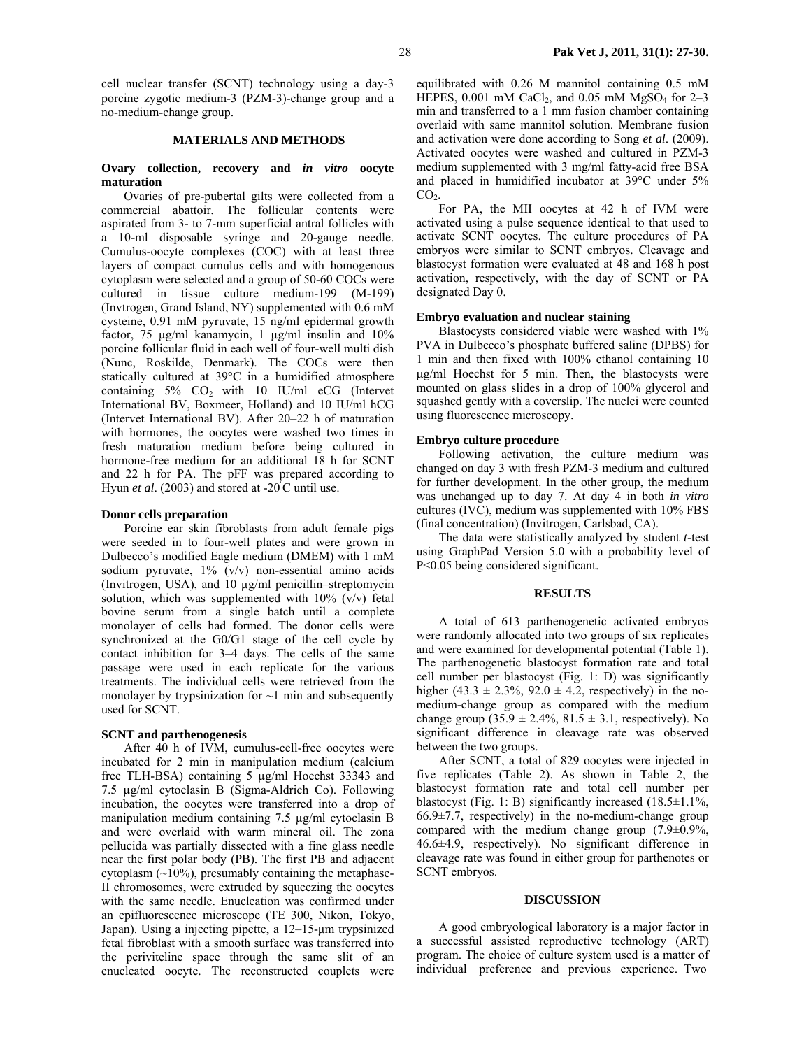cell nuclear transfer (SCNT) technology using a day-3 porcine zygotic medium-3 (PZM-3)-change group and a no-medium-change group.

## MATERIALS AND METHODS

### Ovary collection, recovery and *in vitro* oocyte maturation

Ovaries of pre-pubertal gilts were collected from a commercial abattoir. The follicular contents were aspirated from 3- to 7-mm superficial antral follicles with a 10-ml disposable syringe and 20-gauge needle. Cumulus-oocyte complexes (COC) with at least three layers of compact cumulus cells and with homogenous cytoplasm were selected and a group of 50-60 COCs were cultured in tissue culture medium-199 (M-199) (Invtrogen, Grand Island, NY) supplemented with 0.6 mM cysteine, 0.91 mM pyruvate, 15 ng/ml epidermal growth factor, 75 µg/ml kanamycin, 1 µg/ml insulin and 10% porcine follicular fluid in each well of four-well multi dish (Nunc, Roskilde, Denmark). The COCs were then statically cultured at 39°C in a humidified atmosphere containing 5% $CO_2$ with 10 IU/ml eCG (Intervet International BV, Boxmeer, Holland) and 10 IU/ml hCG (Intervet International BV). After 20–22 h of maturation with hormones, the oocytes were washed two times in fresh maturation medium before being cultured in hormone-free medium for an additional 18 h for SCNT and 22 h for PA. The pFF was prepared according to Hyun *et al*. (2003) and stored at -20°C until use.

### Donor cells preparation

Porcine ear skin fibroblasts from adult female pigs were seeded in to four-well plates and were grown in Dulbecco's modified Eagle medium (DMEM) with 1 mM sodium pyruvate, 1% (v/v) non-essential amino acids (Invitrogen, USA), and 10 µg/ml penicillin–streptomycin solution, which was supplemented with 10% (v/v) fetal bovine serum from a single batch until a complete monolayer of cells had formed. The donor cells were synchronized at the G0/G1 stage of the cell cycle by contact inhibition for 3–4 days. The cells of the same passage were used in each replicate for the various treatments. The individual cells were retrieved from the monolayer by trypsinization for ~1 min and subsequently used for SCNT.

### SCNT and parthenogenesis

After 40 h of IVM, cumulus-cell-free oocytes were incubated for 2 min in manipulation medium (calcium free TLH-BSA) containing 5 µg/ml Hoechst 33343 and 7.5 µg/ml cytoclasin B (Sigma-Aldrich Co). Following incubation, the oocytes were transferred into a drop of manipulation medium containing 7.5 µg/ml cytoclasin B and were overlaid with warm mineral oil. The zona pellucida was partially dissected with a fine glass needle near the first polar body (PB). The first PB and adjacent cytoplasm (~10%), presumably containing the metaphase-II chromosomes, were extruded by squeezing the oocytes with the same needle. Enucleation was confirmed under an epifluorescence microscope (TE 300, Nikon, Tokyo, Japan). Using a injecting pipette, a 12–15-µm trypsinized fetal fibroblast with a smooth surface was transferred into the periviteline space through the same slit of an enucleated oocyte. The reconstructed couplets were equilibrated with 0.26 M mannitol containing 0.5 mM HEPES, 0.001 mM $CaCl_2$, and 0.05 mM $MgSO_4$ for 2–3 min and transferred to a 1 mm fusion chamber containing overlaid with same mannitol solution. Membrane fusion and activation were done according to Song *et al*. (2009). Activated oocytes were washed and cultured in PZM-3 medium supplemented with 3 mg/ml fatty-acid free BSA and placed in humidified incubator at 39°C under 5% $CO_2$.

For PA, the MII oocytes at 42 h of IVM were activated using a pulse sequence identical to that used to activate SCNT oocytes. The culture procedures of PA embryos were similar to SCNT embryos. Cleavage and blastocyst formation were evaluated at 48 and 168 h post activation, respectively, with the day of SCNT or PA designated Day 0.

### Embryo evaluation and nuclear staining

Blastocysts considered viable were washed with 1% PVA in Dulbecco's phosphate buffered saline (DPBS) for 1 min and then fixed with 100% ethanol containing 10 µg/ml Hoechst for 5 min. Then, the blastocysts were mounted on glass slides in a drop of 100% glycerol and squashed gently with a coverslip. The nuclei were counted using fluorescence microscopy.

### Embryo culture procedure

Following activation, the culture medium was changed on day 3 with fresh PZM-3 medium and cultured for further development. In the other group, the medium was unchanged up to day 7. At day 4 in both *in vitro* cultures (IVC), medium was supplemented with 10% FBS (final concentration) (Invitrogen, Carlsbad, CA).

The data were statistically analyzed by student *t*-test using GraphPad Version 5.0 with a probability level of $P<0.05$ being considered significant.

## RESULTS

A total of 613 parthenogenetic activated embryos were randomly allocated into two groups of six replicates and were examined for developmental potential (Table 1). The parthenogenetic blastocyst formation rate and total cell number per blastocyst (Fig. 1: D) was significantly higher (43.3 ± 2.3%, 92.0 ± 4.2, respectively) in the no-medium-change group as compared with the medium change group (35.9 ± 2.4%, 81.5 ± 3.1, respectively). No significant difference in cleavage rate was observed between the two groups.

After SCNT, a total of 829 oocytes were injected in five replicates (Table 2). As shown in Table 2, the blastocyst formation rate and total cell number per blastocyst (Fig. 1: B) significantly increased (18.5±1.1%, 66.9±7.7, respectively) in the no-medium-change group compared with the medium change group (7.9±0.9%, 46.6±4.9, respectively). No significant difference in cleavage rate was found in either group for parthenotes or SCNT embryos.

## DISCUSSION

A good embryological laboratory is a major factor in a successful assisted reproductive technology (ART) program. The choice of culture system used is a matter of individual preference and previous experience. Two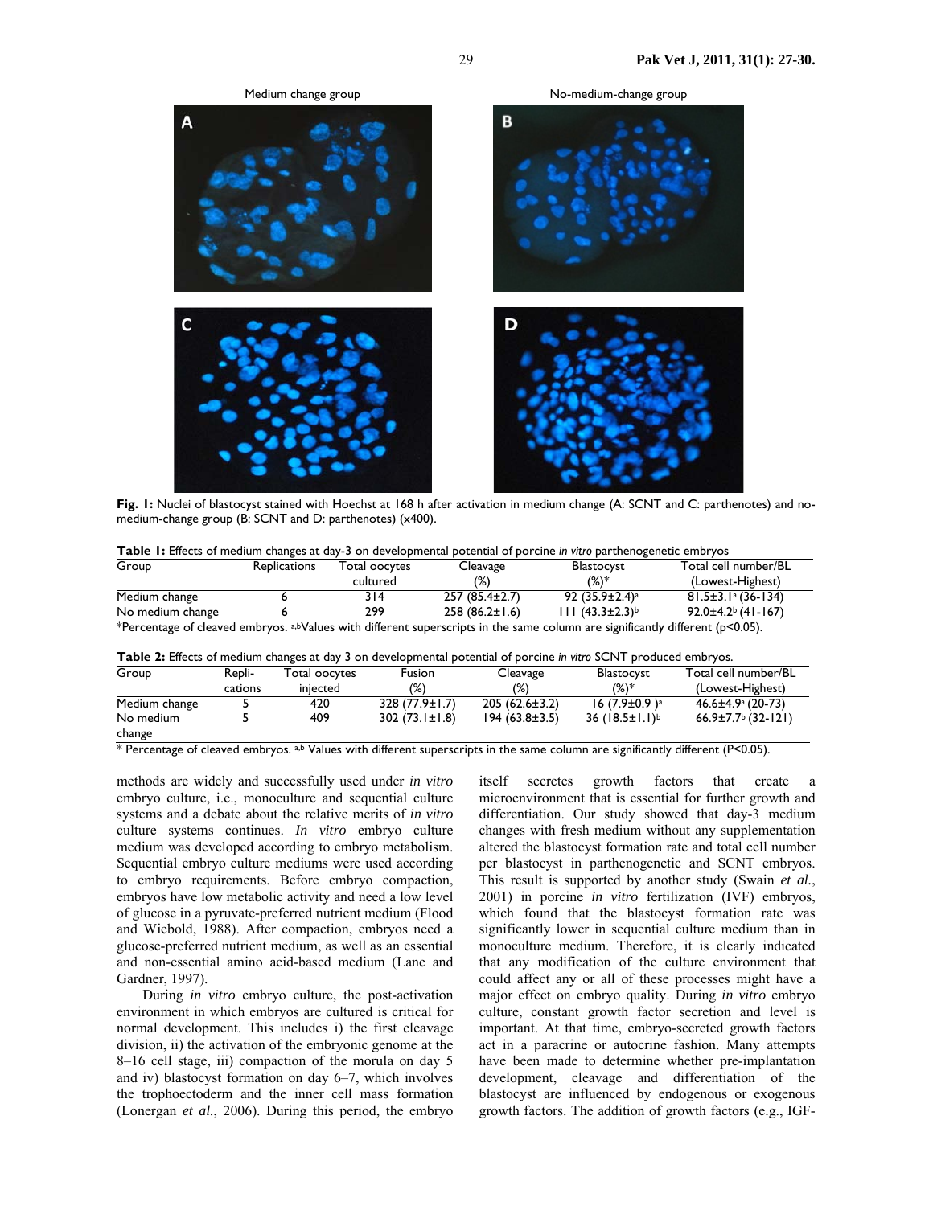Medium change group | No-medium-change group

**Fig. 1:** Nuclei of blastocyst stained with Hoechst at 168 h after activation in medium change (A: SCNT and C: parthenotes) and no-medium-change group (B: SCNT and D: parthenotes) (x400).

**Table 1:** Effects of medium changes at day-3 on developmental potential of porcine *in vitro* parthenogenetic embryos

| Group | Replications | Total oocytes cultured | Cleavage (%) | Blastocyst (%)* | Total cell number/BL (Lowest-Highest) |
|---|---|---|---|---|---|
| Medium change | 6 | 314 | 257 (85.4±2.7) | 92 (35.9±2.4)[a] | 81.5±3.1[a] (36-134) |
| No medium change | 6 | 299 | 258 (86.2±1.6) | 111 (43.3±2.3)[b] | 92.0±4.2[b] (41-167) |

*Percentage of cleaved embryos. [a,b]Values with different superscripts in the same column are significantly different (p<0.05).

**Table 2:** Effects of medium changes at day 3 on developmental potential of porcine *in vitro* SCNT produced embryos.

| Group | Replications | Total oocytes injected | Fusion (%) | Cleavage (%) | Blastocyst (%)* | Total cell number/BL (Lowest-Highest) |
|---|---|---|---|---|---|---|
| Medium change | 5 | 420 | 328 (77.9±1.7) | 205 (62.6±3.2) | 16 (7.9±0.9 )[a] | 46.6±4.9[a] (20-73) |
| No medium change | 5 | 409 | 302 (73.1±1.8) | 194 (63.8±3.5) | 36 (18.5±1.1)[b] | 66.9±7.7[b] (32-121) |

* Percentage of cleaved embryos. [a,b] Values with different superscripts in the same column are significantly different (P<0.05).

methods are widely and successfully used under *in vitro* embryo culture, i.e., monoculture and sequential culture systems and a debate about the relative merits of *in vitro* culture systems continues. *In vitro* embryo culture medium was developed according to embryo metabolism. Sequential embryo culture mediums were used according to embryo requirements. Before embryo compaction, embryos have low metabolic activity and need a low level of glucose in a pyruvate-preferred nutrient medium (Flood and Wiebold, 1988). After compaction, embryos need a glucose-preferred nutrient medium, as well as an essential and non-essential amino acid-based medium (Lane and Gardner, 1997).

During *in vitro* embryo culture, the post-activation environment in which embryos are cultured is critical for normal development. This includes i) the first cleavage division, ii) the activation of the embryonic genome at the 8–16 cell stage, iii) compaction of the morula on day 5 and iv) blastocyst formation on day 6–7, which involves the trophoectoderm and the inner cell mass formation (Lonergan *et al.*, 2006). During this period, the embryo itself secretes growth factors that create a microenvironment that is essential for further growth and differentiation. Our study showed that day-3 medium changes with fresh medium without any supplementation altered the blastocyst formation rate and total cell number per blastocyst in parthenogenetic and SCNT embryos. This result is supported by another study (Swain *et al.*, 2001) in porcine *in vitro* fertilization (IVF) embryos, which found that the blastocyst formation rate was significantly lower in sequential culture medium than in monoculture medium. Therefore, it is clearly indicated that any modification of the culture environment that could affect any or all of these processes might have a major effect on embryo quality. During *in vitro* embryo culture, constant growth factor secretion and level is important. At that time, embryo-secreted growth factors act in a paracrine or autocrine fashion. Many attempts have been made to determine whether pre-implantation development, cleavage and differentiation of the blastocyst are influenced by endogenous or exogenous growth factors. The addition of growth factors (e.g., IGF-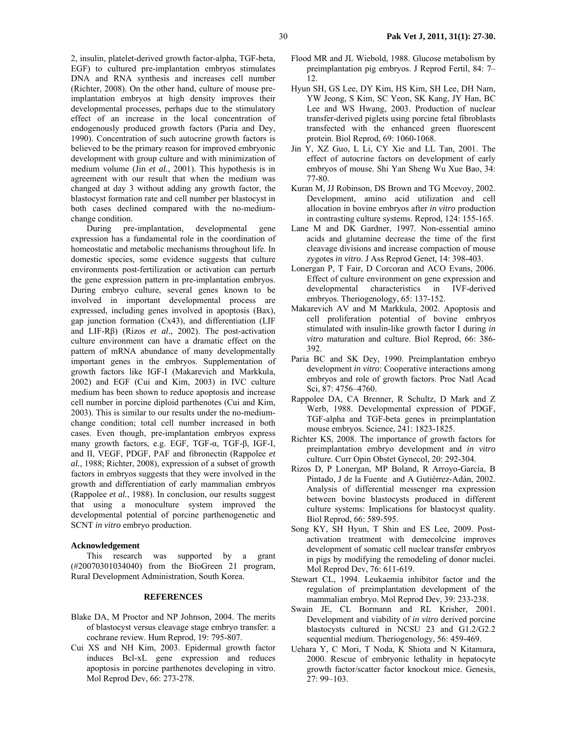2, insulin, platelet-derived growth factor-alpha, TGF-beta, EGF) to cultured pre-implantation embryos stimulates DNA and RNA synthesis and increases cell number (Richter, 2008). On the other hand, culture of mouse pre-implantation embryos at high density improves their developmental processes, perhaps due to the stimulatory effect of an increase in the local concentration of endogenously produced growth factors (Paria and Dey, 1990). Concentration of such autocrine growth factors is believed to be the primary reason for improved embryonic development with group culture and with minimization of medium volume (Jin *et al.*, 2001). This hypothesis is in agreement with our result that when the medium was changed at day 3 without adding any growth factor, the blastocyst formation rate and cell number per blastocyst in both cases declined compared with the no-medium-change condition.

During pre-implantation, developmental gene expression has a fundamental role in the coordination of homeostatic and metabolic mechanisms throughout life. In domestic species, some evidence suggests that culture environments post-fertilization or activation can perturb the gene expression pattern in pre-implantation embryos. During embryo culture, several genes known to be involved in important developmental process are expressed, including genes involved in apoptosis (Bax), gap junction formation (Cx43), and differentiation (LIF and LIF-Rβ) (Rizos *et al*., 2002). The post-activation culture environment can have a dramatic effect on the pattern of mRNA abundance of many developmentally important genes in the embryos. Supplementation of growth factors like IGF-I (Makarevich and Markkula, 2002) and EGF (Cui and Kim, 2003) in IVC culture medium has been shown to reduce apoptosis and increase cell number in porcine diploid parthenotes (Cui and Kim, 2003). This is similar to our results under the no-medium-change condition; total cell number increased in both cases. Even though, pre-implantation embryos express many growth factors, e.g. EGF, TGF-α, TGF-β, IGF-I, and II, VEGF, PDGF, PAF and fibronectin (Rappolee *et al.*, 1988; Richter, 2008), expression of a subset of growth factors in embryos suggests that they were involved in the growth and differentiation of early mammalian embryos (Rappolee *et al.*, 1988). In conclusion, our results suggest that using a monoculture system improved the developmental potential of porcine parthenogenetic and SCNT *in vitro* embryo production.

**Acknowledgement**

This research was supported by a grant (#20070301034040) from the BioGreen 21 program, Rural Development Administration, South Korea.

## REFERENCES

Blake DA, M Proctor and NP Johnson, 2004. The merits of blastocyst versus cleavage stage embryo transfer: a cochrane review. Hum Reprod, 19: 795-807.

Cui XS and NH Kim, 2003. Epidermal growth factor induces Bcl-xL gene expression and reduces apoptosis in porcine parthenotes developing in vitro. Mol Reprod Dev, 66: 273-278.

Flood MR and JL Wiebold, 1988. Glucose metabolism by preimplantation pig embryos. J Reprod Fertil, 84: 7–12.

Hyun SH, GS Lee, DY Kim, HS Kim, SH Lee, DH Nam, YW Jeong, S Kim, SC Yeon, SK Kang, JY Han, BC Lee and WS Hwang, 2003. Production of nuclear transfer-derived piglets using porcine fetal fibroblasts transfected with the enhanced green fluorescent protein. Biol Reprod, 69: 1060-1068.

Jin Y, XZ Guo, L Li, CY Xie and LL Tan, 2001. The effect of autocrine factors on development of early embryos of mouse. Shi Yan Sheng Wu Xue Bao, 34: 77-80.

Kuran M, JJ Robinson, DS Brown and TG Mcevoy, 2002. Development, amino acid utilization and cell allocation in bovine embryos after *in vitro* production in contrasting culture systems. Reprod, 124: 155-165.

Lane M and DK Gardner, 1997. Non-essential amino acids and glutamine decrease the time of the first cleavage divisions and increase compaction of mouse zygotes *in vitro*. J Ass Reprod Genet, 14: 398-403.

Lonergan P, T Fair, D Corcoran and ACO Evans, 2006. Effect of culture environment on gene expression and developmental characteristics in IVF-derived embryos. Theriogenology, 65: 137-152.

Makarevich AV and M Markkula, 2002. Apoptosis and cell proliferation potential of bovine embryos stimulated with insulin-like growth factor I during *in vitro* maturation and culture. Biol Reprod, 66: 386-392.

Paria BC and SK Dey, 1990. Preimplantation embryo development *in vitro*: Cooperative interactions among embryos and role of growth factors. Proc Natl Acad Sci, 87: 4756–4760.

Rappolee DA, CA Brenner, R Schultz, D Mark and Z Werb, 1988. Developmental expression of PDGF, TGF-alpha and TGF-beta genes in preimplantation mouse embryos. Science, 241: 1823-1825.

Richter KS, 2008. The importance of growth factors for preimplantation embryo development and *in vitro* culture. Curr Opin Obstet Gynecol, 20: 292-304.

Rizos D, P Lonergan, MP Boland, R Arroyo-García, B Pintado, J de la Fuente and A Gutiérrez-Adán, 2002. Analysis of differential messenger rna expression between bovine blastocysts produced in different culture systems: Implications for blastocyst quality. Biol Reprod, 66: 589-595.

Song KY, SH Hyun, T Shin and ES Lee, 2009. Post-activation treatment with demecolcine improves development of somatic cell nuclear transfer embryos in pigs by modifying the remodeling of donor nuclei. Mol Reprod Dev, 76: 611-619.

Stewart CL, 1994. Leukaemia inhibitor factor and the regulation of preimplantation development of the mammalian embryo. Mol Reprod Dev, 39: 233-238.

Swain JE, CL Bormann and RL Krisher, 2001. Development and viability of *in vitro* derived porcine blastocysts cultured in NCSU 23 and G1.2/G2.2 sequential medium. Theriogenology, 56: 459-469.

Uehara Y, C Mori, T Noda, K Shiota and N Kitamura, 2000. Rescue of embryonic lethality in hepatocyte growth factor/scatter factor knockout mice. Genesis, 27: 99–103.